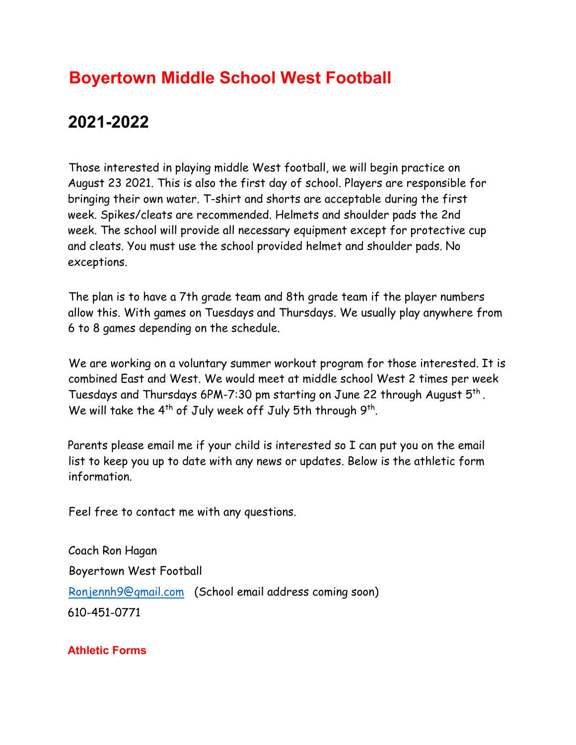# Boyertown Middle School West Football

## 2021-2022

Those interested in playing middle West football, we will begin practice on August 23 2021. This is also the first day of school. Players are responsible for bringing their own water. T-shirt and shorts are acceptable during the first week. Spikes/cleats are recommended. Helmets and shoulder pads the 2nd week. The school will provide all necessary equipment except for protective cup and cleats. You must use the school provided helmet and shoulder pads. No exceptions.

The plan is to have a 7th grade team and 8th grade team if the player numbers allow this. With games on Tuesdays and Thursdays. We usually play anywhere from 6 to 8 games depending on the schedule.

We are working on a voluntary summer workout program for those interested. It is combined East and West. We would meet at middle school West 2 times per week Tuesdays and Thursdays 6PM-7:30 pm starting on June 22 through August 5th . We will take the 4th of July week off July 5th through 9th.

Parents please email me if your child is interested so I can put you on the email list to keep you up to date with any news or updates. Below is the athletic form information.

Feel free to contact me with any questions.

Coach Ron Hagan

Boyertown West Football

Ronjennh9@gmail.com (School email address coming soon)

610-451-0771

**Athletic Forms**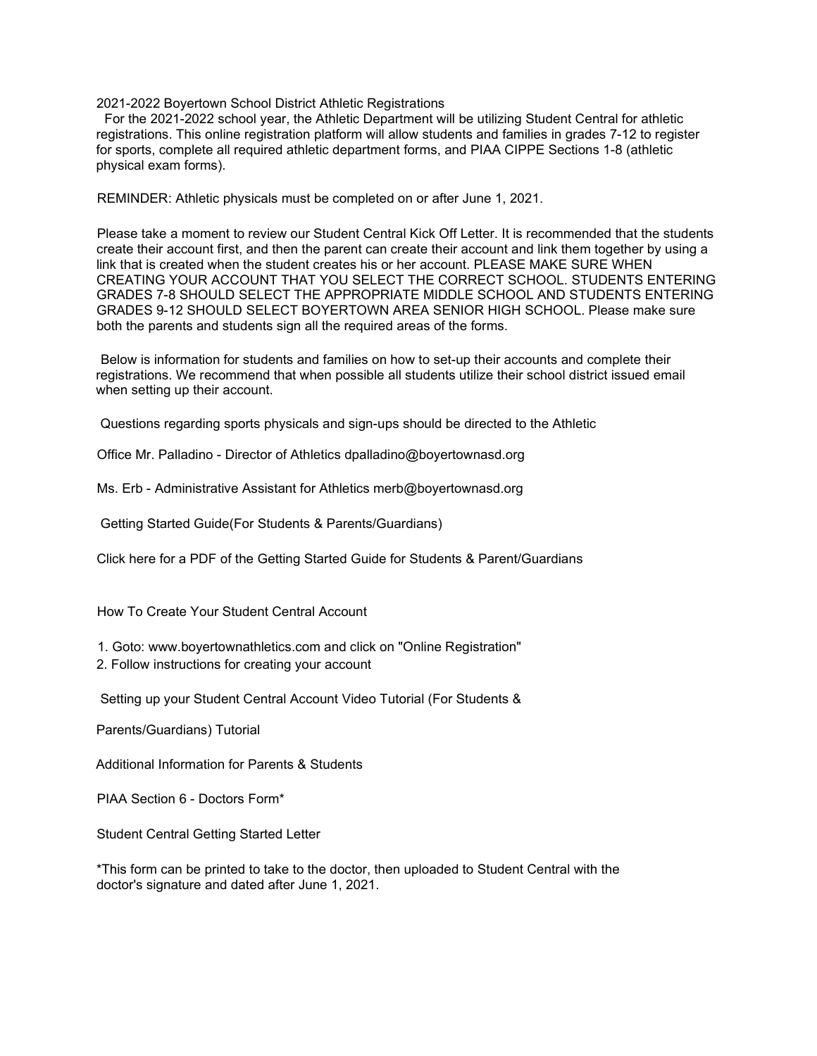2021-2022 Boyertown School District Athletic Registrations

For the 2021-2022 school year, the Athletic Department will be utilizing Student Central for athletic registrations. This online registration platform will allow students and families in grades 7-12 to register for sports, complete all required athletic department forms, and PIAA CIPPE Sections 1-8 (athletic physical exam forms).

REMINDER: Athletic physicals must be completed on or after June 1, 2021.

Please take a moment to review our Student Central Kick Off Letter. It is recommended that the students create their account first, and then the parent can create their account and link them together by using a link that is created when the student creates his or her account. PLEASE MAKE SURE WHEN CREATING YOUR ACCOUNT THAT YOU SELECT THE CORRECT SCHOOL. STUDENTS ENTERING GRADES 7-8 SHOULD SELECT THE APPROPRIATE MIDDLE SCHOOL AND STUDENTS ENTERING GRADES 9-12 SHOULD SELECT BOYERTOWN AREA SENIOR HIGH SCHOOL. Please make sure both the parents and students sign all the required areas of the forms.

Below is information for students and families on how to set-up their accounts and complete their registrations. We recommend that when possible all students utilize their school district issued email when setting up their account.

Questions regarding sports physicals and sign-ups should be directed to the Athletic

Office Mr. Palladino - Director of Athletics dpalladino@boyertownasd.org

Ms. Erb - Administrative Assistant for Athletics merb@boyertownasd.org

Getting Started Guide(For Students & Parents/Guardians)

Click here for a PDF of the Getting Started Guide for Students & Parent/Guardians

How To Create Your Student Central Account

1. Goto: www.boyertownathletics.com and click on "Online Registration"
2. Follow instructions for creating your account

Setting up your Student Central Account Video Tutorial (For Students &

Parents/Guardians) Tutorial

Additional Information for Parents & Students

PIAA Section 6 - Doctors Form*

Student Central Getting Started Letter

*This form can be printed to take to the doctor, then uploaded to Student Central with the doctor's signature and dated after June 1, 2021.